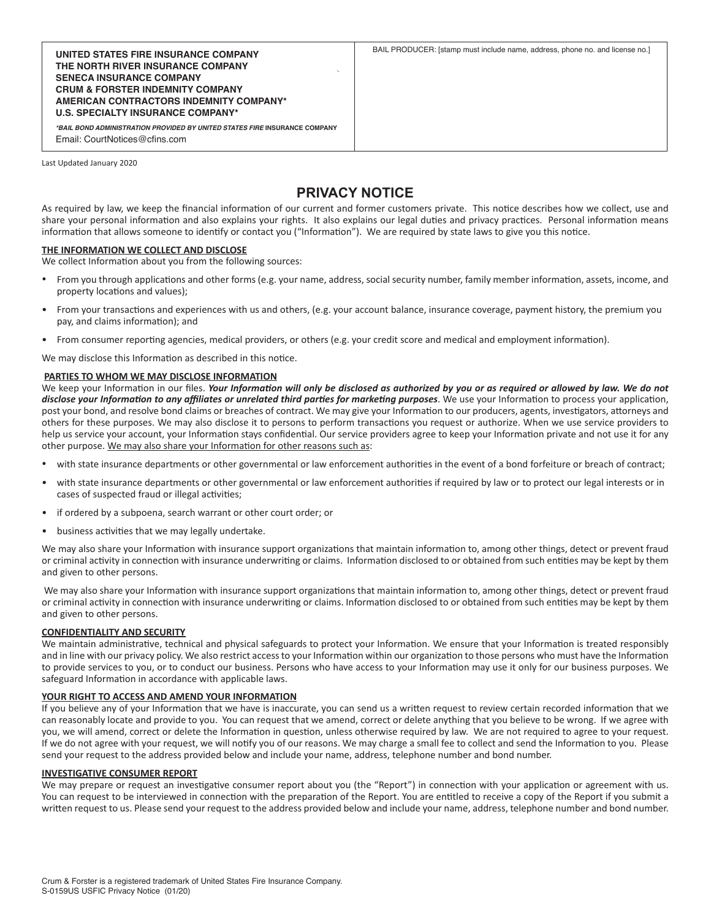| **UNITED STATES FIRE INSURANCE COMPANY**<br>**THE NORTH RIVER INSURANCE COMPANY**<br>**SENECA INSURANCE COMPANY**<br>**CRUM & FORSTER INDEMNITY COMPANY**<br>**AMERICAN CONTRACTORS INDEMNITY COMPANY***<br>**U.S. SPECIALTY INSURANCE COMPANY***<br><br>***BAIL BOND ADMINISTRATION PROVIDED BY UNITED STATES FIRE INSURANCE COMPANY**<br>Email: CourtNotices@cfins.com | BAIL PRODUCER: [stamp must include name, address, phone no. and license no.] |
|---|---|

Last Updated January 2020

# PRIVACY NOTICE

As required by law, we keep the financial information of our current and former customers private. This notice describes how we collect, use and share your personal information and also explains your rights. It also explains our legal duties and privacy practices. Personal information means information that allows someone to identify or contact you ("Information"). We are required by state laws to give you this notice.

## THE INFORMATION WE COLLECT AND DISCLOSE

We collect Information about you from the following sources:

- From you through applications and other forms (e.g. your name, address, social security number, family member information, assets, income, and property locations and values);
- From your transactions and experiences with us and others, (e.g. your account balance, insurance coverage, payment history, the premium you pay, and claims information); and
- From consumer reporting agencies, medical providers, or others (e.g. your credit score and medical and employment information).

We may disclose this Information as described in this notice.

## PARTIES TO WHOM WE MAY DISCLOSE INFORMATION

We keep your Information in our files. ***Your Information will only be disclosed as authorized by you or as required or allowed by law. We do not disclose your Information to any affiliates or unrelated third parties for marketing purposes***. We use your Information to process your application, post your bond, and resolve bond claims or breaches of contract. We may give your Information to our producers, agents, investigators, attorneys and others for these purposes. We may also disclose it to persons to perform transactions you request or authorize. When we use service providers to help us service your account, your Information stays confidential. Our service providers agree to keep your Information private and not use it for any other purpose. We may also share your Information for other reasons such as:

- with state insurance departments or other governmental or law enforcement authorities in the event of a bond forfeiture or breach of contract;
- with state insurance departments or other governmental or law enforcement authorities if required by law or to protect our legal interests or in cases of suspected fraud or illegal activities;
- if ordered by a subpoena, search warrant or other court order; or
- business activities that we may legally undertake.

We may also share your Information with insurance support organizations that maintain information to, among other things, detect or prevent fraud or criminal activity in connection with insurance underwriting or claims. Information disclosed to or obtained from such entities may be kept by them and given to other persons.

We may also share your Information with insurance support organizations that maintain information to, among other things, detect or prevent fraud or criminal activity in connection with insurance underwriting or claims. Information disclosed to or obtained from such entities may be kept by them and given to other persons.

## CONFIDENTIALITY AND SECURITY

We maintain administrative, technical and physical safeguards to protect your Information. We ensure that your Information is treated responsibly and in line with our privacy policy. We also restrict access to your Information within our organization to those persons who must have the Information to provide services to you, or to conduct our business. Persons who have access to your Information may use it only for our business purposes. We safeguard Information in accordance with applicable laws.

## YOUR RIGHT TO ACCESS AND AMEND YOUR INFORMATION

If you believe any of your Information that we have is inaccurate, you can send us a written request to review certain recorded information that we can reasonably locate and provide to you. You can request that we amend, correct or delete anything that you believe to be wrong. If we agree with you, we will amend, correct or delete the Information in question, unless otherwise required by law. We are not required to agree to your request. If we do not agree with your request, we will notify you of our reasons. We may charge a small fee to collect and send the Information to you. Please send your request to the address provided below and include your name, address, telephone number and bond number.

## INVESTIGATIVE CONSUMER REPORT

We may prepare or request an investigative consumer report about you (the "Report") in connection with your application or agreement with us. You can request to be interviewed in connection with the preparation of the Report. You are entitled to receive a copy of the Report if you submit a written request to us. Please send your request to the address provided below and include your name, address, telephone number and bond number.

Crum & Forster is a registered trademark of United States Fire Insurance Company.
S-0159US USFIC Privacy Notice (01/20)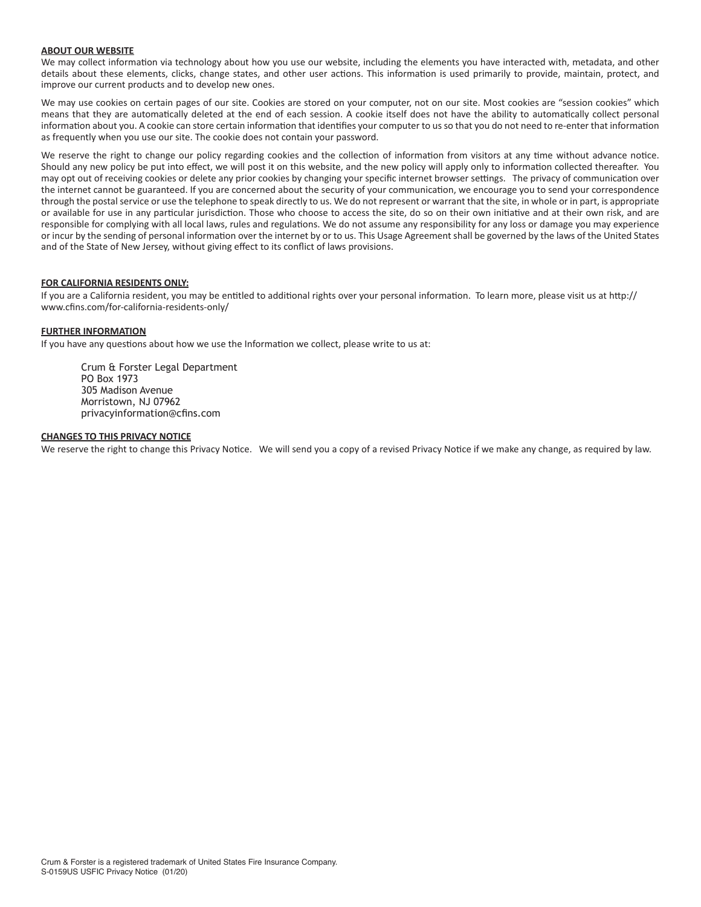**ABOUT OUR WEBSITE**

We may collect information via technology about how you use our website, including the elements you have interacted with, metadata, and other details about these elements, clicks, change states, and other user actions. This information is used primarily to provide, maintain, protect, and improve our current products and to develop new ones.

We may use cookies on certain pages of our site. Cookies are stored on your computer, not on our site. Most cookies are "session cookies" which means that they are automatically deleted at the end of each session. A cookie itself does not have the ability to automatically collect personal information about you. A cookie can store certain information that identifies your computer to us so that you do not need to re-enter that information as frequently when you use our site. The cookie does not contain your password.

We reserve the right to change our policy regarding cookies and the collection of information from visitors at any time without advance notice. Should any new policy be put into effect, we will post it on this website, and the new policy will apply only to information collected thereafter. You may opt out of receiving cookies or delete any prior cookies by changing your specific internet browser settings. The privacy of communication over the internet cannot be guaranteed. If you are concerned about the security of your communication, we encourage you to send your correspondence through the postal service or use the telephone to speak directly to us. We do not represent or warrant that the site, in whole or in part, is appropriate or available for use in any particular jurisdiction. Those who choose to access the site, do so on their own initiative and at their own risk, and are responsible for complying with all local laws, rules and regulations. We do not assume any responsibility for any loss or damage you may experience or incur by the sending of personal information over the internet by or to us. This Usage Agreement shall be governed by the laws of the United States and of the State of New Jersey, without giving effect to its conflict of laws provisions.

**FOR CALIFORNIA RESIDENTS ONLY:**

If you are a California resident, you may be entitled to additional rights over your personal information. To learn more, please visit us at http://www.cfins.com/for-california-residents-only/

**FURTHER INFORMATION**

If you have any questions about how we use the Information we collect, please write to us at:

Crum & Forster Legal Department
PO Box 1973
305 Madison Avenue
Morristown, NJ 07962
privacyinformation@cfins.com

**CHANGES TO THIS PRIVACY NOTICE**

We reserve the right to change this Privacy Notice. We will send you a copy of a revised Privacy Notice if we make any change, as required by law.

Crum & Forster is a registered trademark of United States Fire Insurance Company.
S-0159US USFIC Privacy Notice (01/20)